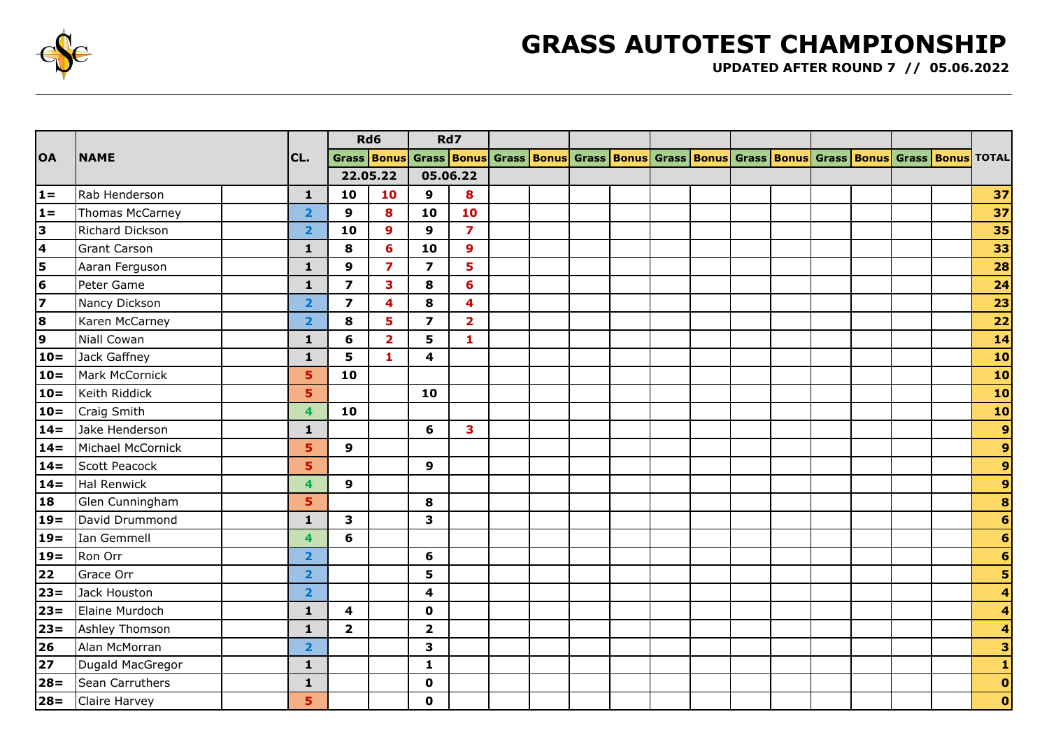# GRASS AUTOTEST CHAMPIONSHIP

**UPDATED AFTER ROUND 7 // 05.06.2022**

| OA | NAME | CL. | Rd6 | | Rd7 | | | | | | | | | | | | | | TOTAL |
|---|---|---|---|---|---|---|---|---|---|---|---|---|---|---|---|---|---|---|---|
| | | | Grass | Bonus | Grass | Bonus | Grass | Bonus | Grass | Bonus | Grass | Bonus | Grass | Bonus | Grass | Bonus | Grass | Bonus | |
| | | | 22.05.22 | | 05.06.22 | | | | | | | | | | | | | | |
| 1= | Rab Henderson | 1 | 10 | 10 | 9 | 8 | | | | | | | | | | | | | 37 |
| 1= | Thomas McCarney | 2 | 9 | 8 | 10 | 10 | | | | | | | | | | | | | 37 |
| 3 | Richard Dickson | 2 | 10 | 9 | 9 | 7 | | | | | | | | | | | | | 35 |
| 4 | Grant Carson | 1 | 8 | 6 | 10 | 9 | | | | | | | | | | | | | 33 |
| 5 | Aaran Ferguson | 1 | 9 | 7 | 7 | 5 | | | | | | | | | | | | | 28 |
| 6 | Peter Game | 1 | 7 | 3 | 8 | 6 | | | | | | | | | | | | | 24 |
| 7 | Nancy Dickson | 2 | 7 | 4 | 8 | 4 | | | | | | | | | | | | | 23 |
| 8 | Karen McCarney | 2 | 8 | 5 | 7 | 2 | | | | | | | | | | | | | 22 |
| 9 | Niall Cowan | 1 | 6 | 2 | 5 | 1 | | | | | | | | | | | | | 14 |
| 10= | Jack Gaffney | 1 | 5 | 1 | 4 | | | | | | | | | | | | | | 10 |
| 10= | Mark McCornick | 5 | 10 | | | | | | | | | | | | | | | | 10 |
| 10= | Keith Riddick | 5 | | | 10 | | | | | | | | | | | | | | 10 |
| 10= | Craig Smith | 4 | 10 | | | | | | | | | | | | | | | | 10 |
| 14= | Jake Henderson | 1 | | | 6 | 3 | | | | | | | | | | | | | 9 |
| 14= | Michael McCornick | 5 | 9 | | | | | | | | | | | | | | | | 9 |
| 14= | Scott Peacock | 5 | | | 9 | | | | | | | | | | | | | | 9 |
| 14= | Hal Renwick | 4 | 9 | | | | | | | | | | | | | | | | 9 |
| 18 | Glen Cunningham | 5 | | | 8 | | | | | | | | | | | | | | 8 |
| 19= | David Drummond | 1 | 3 | | 3 | | | | | | | | | | | | | | 6 |
| 19= | Ian Gemmell | 4 | 6 | | | | | | | | | | | | | | | | 6 |
| 19= | Ron Orr | 2 | | | 6 | | | | | | | | | | | | | | 6 |
| 22 | Grace Orr | 2 | | | 5 | | | | | | | | | | | | | | 5 |
| 23= | Jack Houston | 2 | | | 4 | | | | | | | | | | | | | | 4 |
| 23= | Elaine Murdoch | 1 | 4 | | 0 | | | | | | | | | | | | | | 4 |
| 23= | Ashley Thomson | 1 | 2 | | 2 | | | | | | | | | | | | | | 4 |
| 26 | Alan McMorran | 2 | | | 3 | | | | | | | | | | | | | | 3 |
| 27 | Dugald MacGregor | 1 | | | 1 | | | | | | | | | | | | | | 1 |
| 28= | Sean Carruthers | 1 | | | 0 | | | | | | | | | | | | | | 0 |
| 28= | Claire Harvey | 5 | | | 0 | | | | | | | | | | | | | | 0 |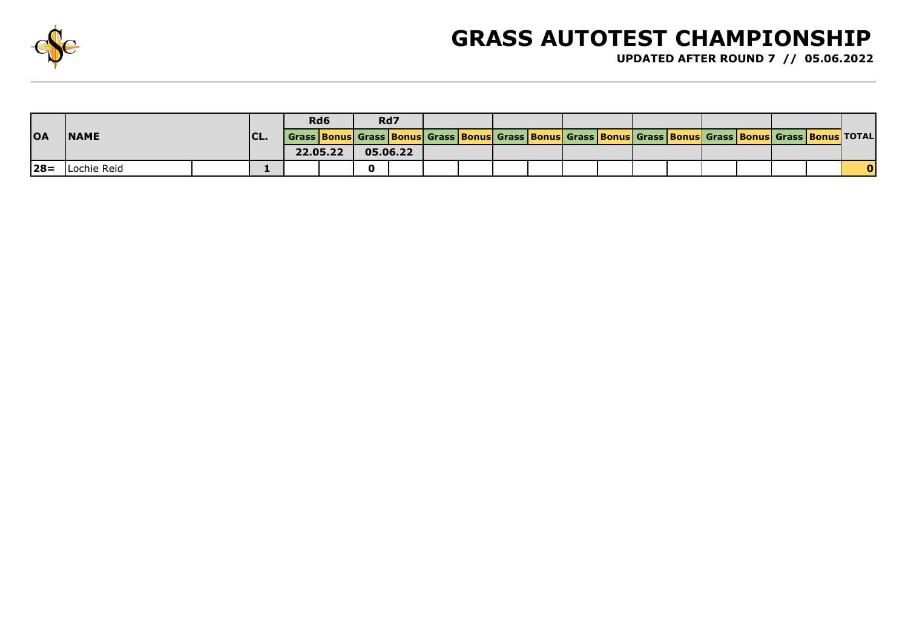# GRASS AUTOTEST CHAMPIONSHIP

**UPDATED AFTER ROUND 7 // 05.06.2022**

| OA | NAME | | CL. | Rd6 | | Rd7 | | | | | | | | | | | | | | | | TOTAL |
|---|---|---|---|---|---|---|---|---|---|---|---|---|---|---|---|---|---|---|---|---|---|---|
| | | | | Grass | Bonus | Grass | Bonus | Grass | Bonus | Grass | Bonus | Grass | Bonus | Grass | Bonus | Grass | Bonus | Grass | Bonus | Grass | Bonus | |
| | | | | 22.05.22 | | 05.06.22 | | | | | | | | | | | | | | | | |
| 28= | Lochie Reid | | 1 | | | 0 | | | | | | | | | | | | | | | | 0 |